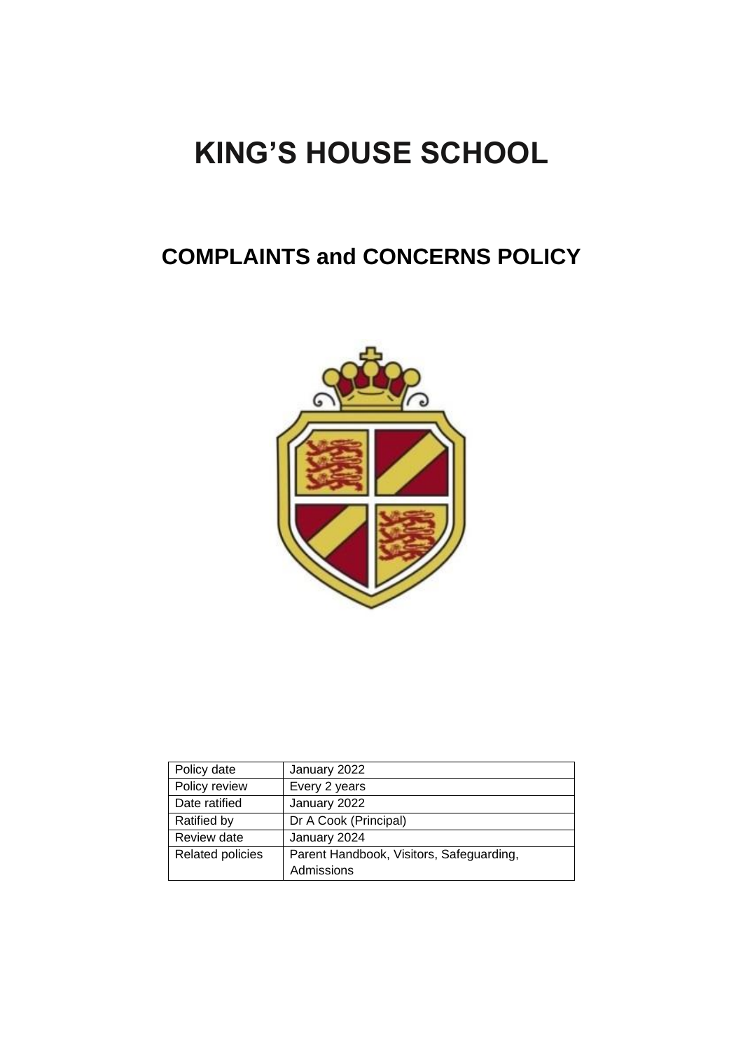# KING'S HOUSE SCHOOL

## COMPLAINTS and CONCERNS POLICY

| Policy date | January 2022 |
| --- | --- |
| Policy review | Every 2 years |
| Date ratified | January 2022 |
| Ratified by | Dr A Cook (Principal) |
| Review date | January 2024 |
| Related policies | Parent Handbook, Visitors, Safeguarding, Admissions |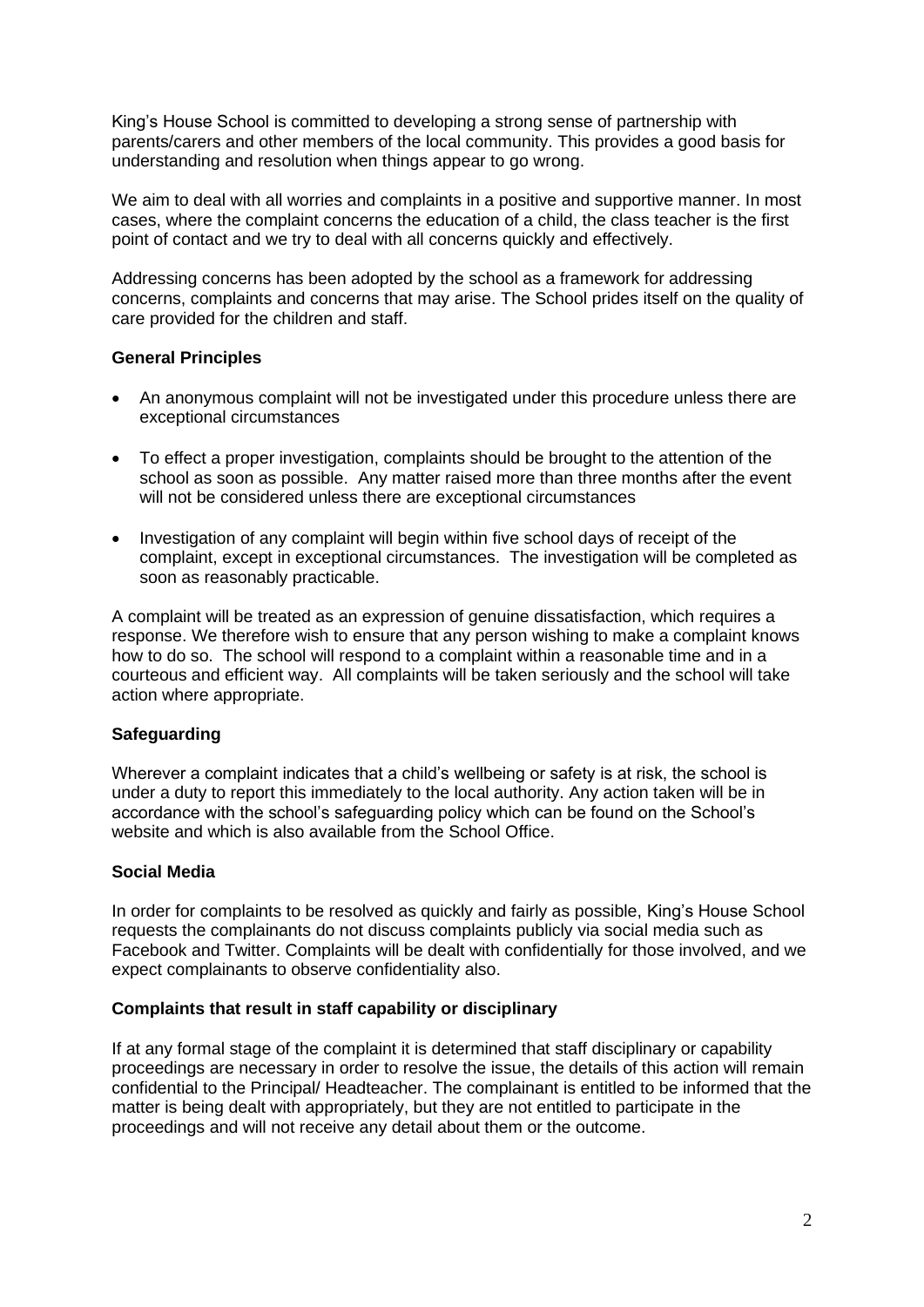King's House School is committed to developing a strong sense of partnership with parents/carers and other members of the local community. This provides a good basis for understanding and resolution when things appear to go wrong.

We aim to deal with all worries and complaints in a positive and supportive manner. In most cases, where the complaint concerns the education of a child, the class teacher is the first point of contact and we try to deal with all concerns quickly and effectively.

Addressing concerns has been adopted by the school as a framework for addressing concerns, complaints and concerns that may arise. The School prides itself on the quality of care provided for the children and staff.

**General Principles**

- An anonymous complaint will not be investigated under this procedure unless there are exceptional circumstances
- To effect a proper investigation, complaints should be brought to the attention of the school as soon as possible. Any matter raised more than three months after the event will not be considered unless there are exceptional circumstances
- Investigation of any complaint will begin within five school days of receipt of the complaint, except in exceptional circumstances. The investigation will be completed as soon as reasonably practicable.

A complaint will be treated as an expression of genuine dissatisfaction, which requires a response. We therefore wish to ensure that any person wishing to make a complaint knows how to do so. The school will respond to a complaint within a reasonable time and in a courteous and efficient way. All complaints will be taken seriously and the school will take action where appropriate.

**Safeguarding**

Wherever a complaint indicates that a child's wellbeing or safety is at risk, the school is under a duty to report this immediately to the local authority. Any action taken will be in accordance with the school's safeguarding policy which can be found on the School's website and which is also available from the School Office.

**Social Media**

In order for complaints to be resolved as quickly and fairly as possible, King's House School requests the complainants do not discuss complaints publicly via social media such as Facebook and Twitter. Complaints will be dealt with confidentially for those involved, and we expect complainants to observe confidentiality also.

**Complaints that result in staff capability or disciplinary**

If at any formal stage of the complaint it is determined that staff disciplinary or capability proceedings are necessary in order to resolve the issue, the details of this action will remain confidential to the Principal/ Headteacher. The complainant is entitled to be informed that the matter is being dealt with appropriately, but they are not entitled to participate in the proceedings and will not receive any detail about them or the outcome.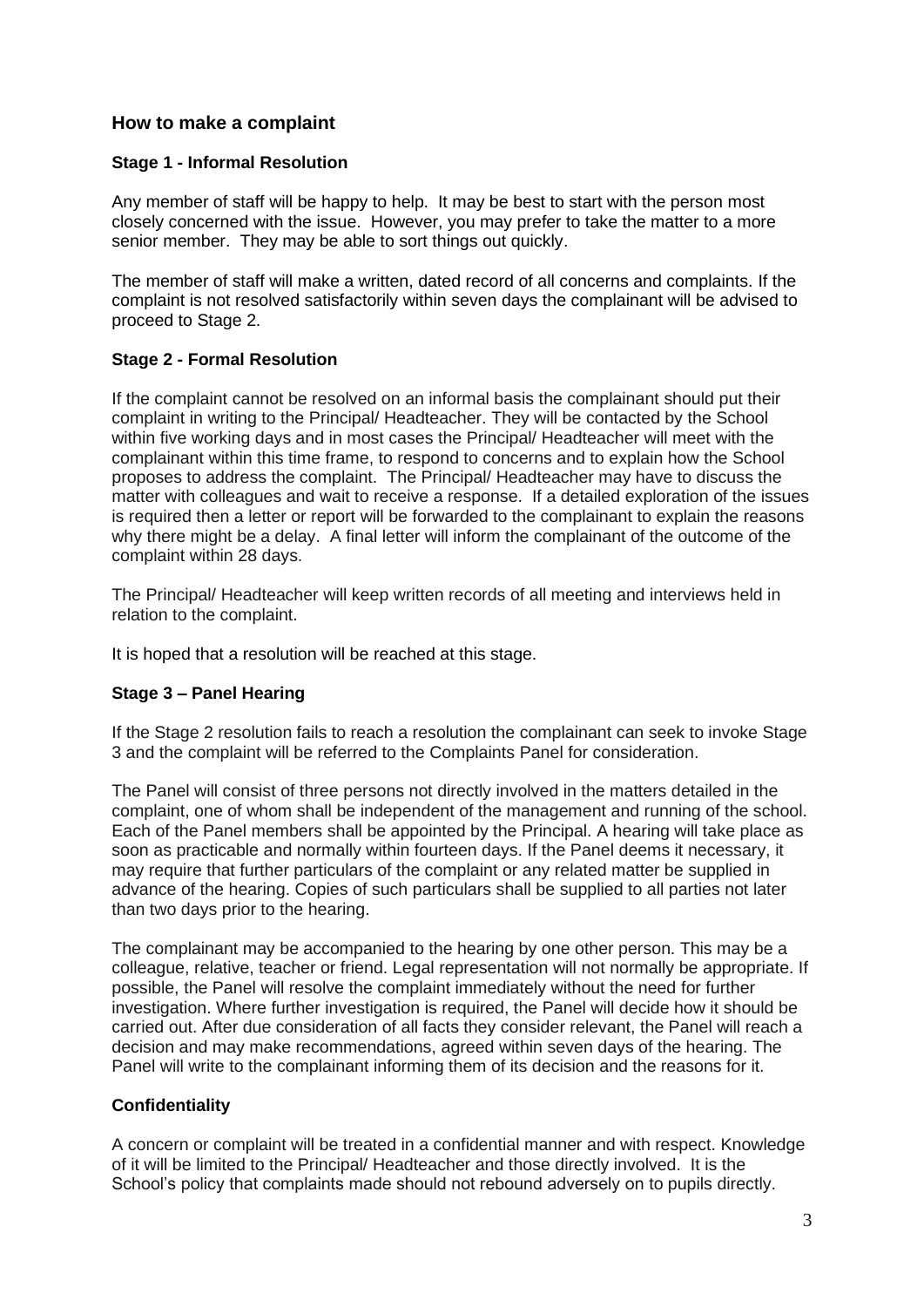## How to make a complaint

### Stage 1 - Informal Resolution

Any member of staff will be happy to help. It may be best to start with the person most closely concerned with the issue. However, you may prefer to take the matter to a more senior member. They may be able to sort things out quickly.

The member of staff will make a written, dated record of all concerns and complaints. If the complaint is not resolved satisfactorily within seven days the complainant will be advised to proceed to Stage 2.

### Stage 2 - Formal Resolution

If the complaint cannot be resolved on an informal basis the complainant should put their complaint in writing to the Principal/ Headteacher. They will be contacted by the School within five working days and in most cases the Principal/ Headteacher will meet with the complainant within this time frame, to respond to concerns and to explain how the School proposes to address the complaint. The Principal/ Headteacher may have to discuss the matter with colleagues and wait to receive a response. If a detailed exploration of the issues is required then a letter or report will be forwarded to the complainant to explain the reasons why there might be a delay. A final letter will inform the complainant of the outcome of the complaint within 28 days.

The Principal/ Headteacher will keep written records of all meeting and interviews held in relation to the complaint.

It is hoped that a resolution will be reached at this stage.

### Stage 3 – Panel Hearing

If the Stage 2 resolution fails to reach a resolution the complainant can seek to invoke Stage 3 and the complaint will be referred to the Complaints Panel for consideration.

The Panel will consist of three persons not directly involved in the matters detailed in the complaint, one of whom shall be independent of the management and running of the school. Each of the Panel members shall be appointed by the Principal. A hearing will take place as soon as practicable and normally within fourteen days. If the Panel deems it necessary, it may require that further particulars of the complaint or any related matter be supplied in advance of the hearing. Copies of such particulars shall be supplied to all parties not later than two days prior to the hearing.

The complainant may be accompanied to the hearing by one other person. This may be a colleague, relative, teacher or friend. Legal representation will not normally be appropriate. If possible, the Panel will resolve the complaint immediately without the need for further investigation. Where further investigation is required, the Panel will decide how it should be carried out. After due consideration of all facts they consider relevant, the Panel will reach a decision and may make recommendations, agreed within seven days of the hearing. The Panel will write to the complainant informing them of its decision and the reasons for it.

### Confidentiality

A concern or complaint will be treated in a confidential manner and with respect. Knowledge of it will be limited to the Principal/ Headteacher and those directly involved. It is the School's policy that complaints made should not rebound adversely on to pupils directly.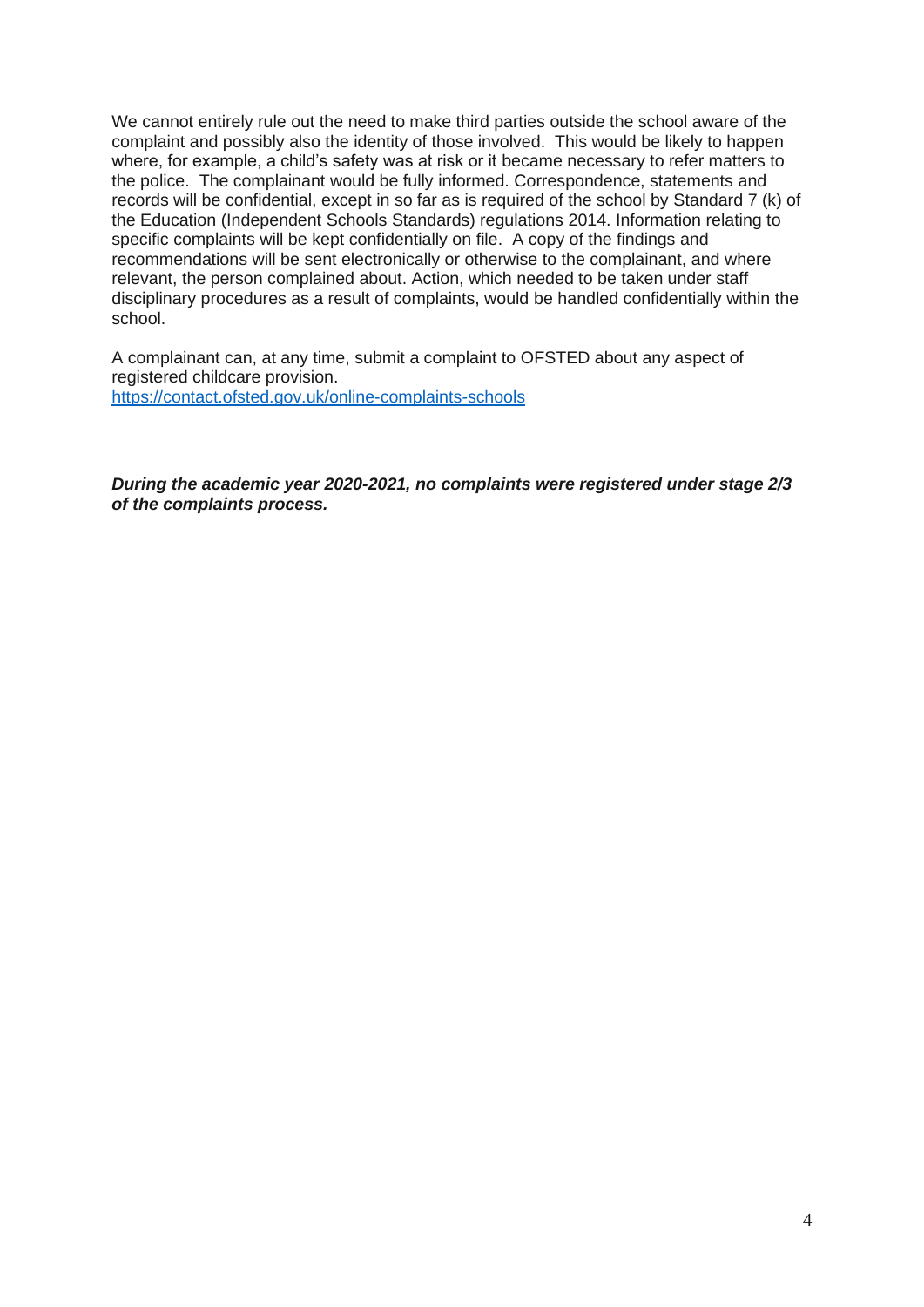We cannot entirely rule out the need to make third parties outside the school aware of the complaint and possibly also the identity of those involved. This would be likely to happen where, for example, a child's safety was at risk or it became necessary to refer matters to the police. The complainant would be fully informed. Correspondence, statements and records will be confidential, except in so far as is required of the school by Standard 7 (k) of the Education (Independent Schools Standards) regulations 2014. Information relating to specific complaints will be kept confidentially on file. A copy of the findings and recommendations will be sent electronically or otherwise to the complainant, and where relevant, the person complained about. Action, which needed to be taken under staff disciplinary procedures as a result of complaints, would be handled confidentially within the school.

A complainant can, at any time, submit a complaint to OFSTED about any aspect of registered childcare provision.
https://contact.ofsted.gov.uk/online-complaints-schools

***During the academic year 2020-2021, no complaints were registered under stage 2/3 of the complaints process.***